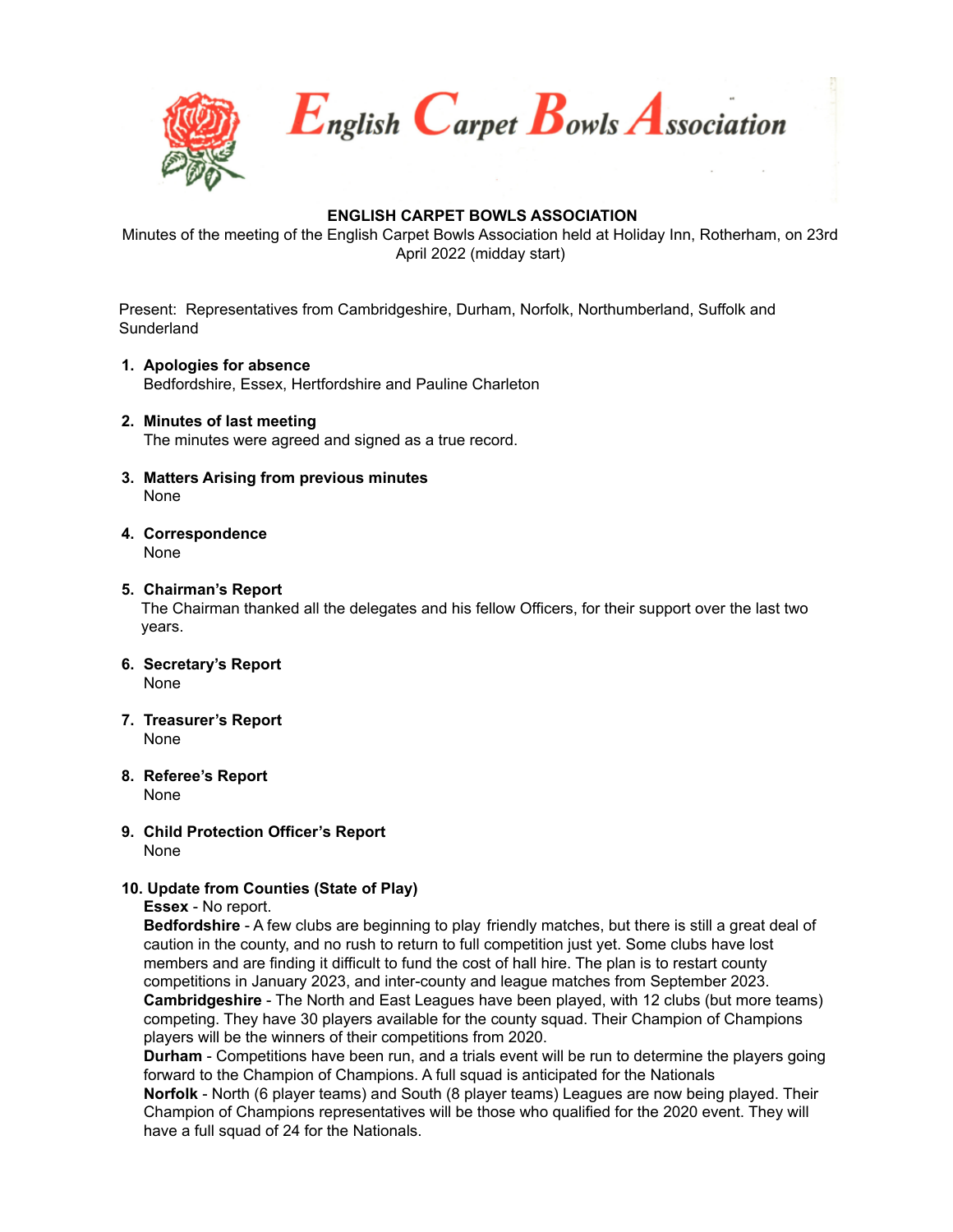# English Carpet Bowls Association

## ENGLISH CARPET BOWLS ASSOCIATION

Minutes of the meeting of the English Carpet Bowls Association held at Holiday Inn, Rotherham, on 23rd April 2022 (midday start)

Present: Representatives from Cambridgeshire, Durham, Norfolk, Northumberland, Suffolk and Sunderland

1. **Apologies for absence**
   Bedfordshire, Essex, Hertfordshire and Pauline Charleton

2. **Minutes of last meeting**
   The minutes were agreed and signed as a true record.

3. **Matters Arising from previous minutes**
   None

4. **Correspondence**
   None

5. **Chairman's Report**
   The Chairman thanked all the delegates and his fellow Officers, for their support over the last two years.

6. **Secretary's Report**
   None

7. **Treasurer's Report**
   None

8. **Referee's Report**
   None

9. **Child Protection Officer's Report**
   None

10. **Update from Counties (State of Play)**
    **Essex** - No report.
    **Bedfordshire** - A few clubs are beginning to play friendly matches, but there is still a great deal of caution in the county, and no rush to return to full competition just yet. Some clubs have lost members and are finding it difficult to fund the cost of hall hire. The plan is to restart county competitions in January 2023, and inter-county and league matches from September 2023.
    **Cambridgeshire** - The North and East Leagues have been played, with 12 clubs (but more teams) competing. They have 30 players available for the county squad. Their Champion of Champions players will be the winners of their competitions from 2020.
    **Durham** - Competitions have been run, and a trials event will be run to determine the players going forward to the Champion of Champions. A full squad is anticipated for the Nationals
    **Norfolk** - North (6 player teams) and South (8 player teams) Leagues are now being played. Their Champion of Champions representatives will be those who qualified for the 2020 event. They will have a full squad of 24 for the Nationals.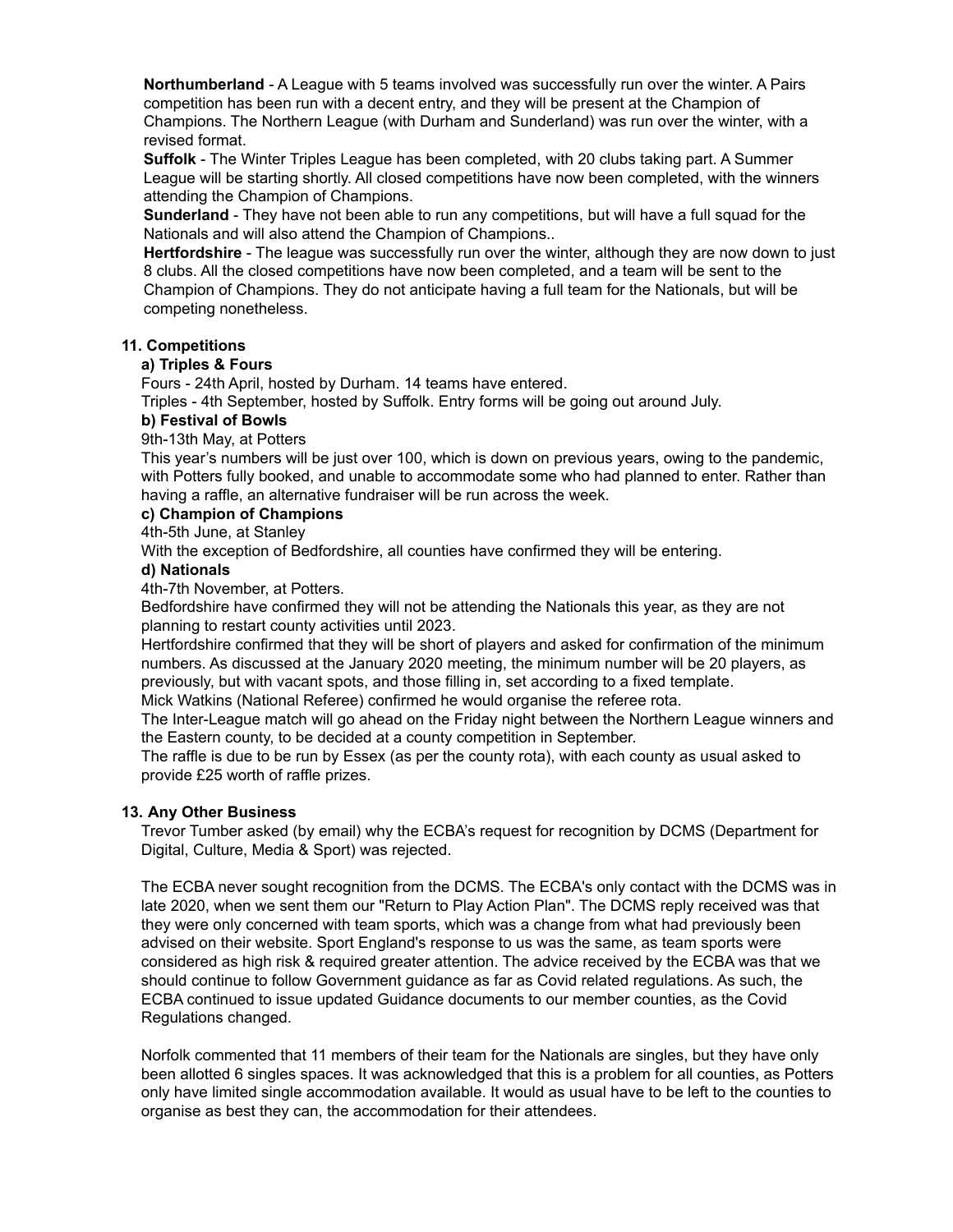**Northumberland** - A League with 5 teams involved was successfully run over the winter. A Pairs competition has been run with a decent entry, and they will be present at the Champion of Champions. The Northern League (with Durham and Sunderland) was run over the winter, with a revised format.

**Suffolk** - The Winter Triples League has been completed, with 20 clubs taking part. A Summer League will be starting shortly. All closed competitions have now been completed, with the winners attending the Champion of Champions.

**Sunderland** - They have not been able to run any competitions, but will have a full squad for the Nationals and will also attend the Champion of Champions..

**Hertfordshire** - The league was successfully run over the winter, although they are now down to just 8 clubs. All the closed competitions have now been completed, and a team will be sent to the Champion of Champions. They do not anticipate having a full team for the Nationals, but will be competing nonetheless.

### 11. Competitions

#### a) Triples & Fours

Fours - 24th April, hosted by Durham. 14 teams have entered.

Triples - 4th September, hosted by Suffolk. Entry forms will be going out around July.

#### b) Festival of Bowls

9th-13th May, at Potters

This year's numbers will be just over 100, which is down on previous years, owing to the pandemic, with Potters fully booked, and unable to accommodate some who had planned to enter. Rather than having a raffle, an alternative fundraiser will be run across the week.

#### c) Champion of Champions

4th-5th June, at Stanley

With the exception of Bedfordshire, all counties have confirmed they will be entering.

#### d) Nationals

4th-7th November, at Potters.

Bedfordshire have confirmed they will not be attending the Nationals this year, as they are not planning to restart county activities until 2023.

Hertfordshire confirmed that they will be short of players and asked for confirmation of the minimum numbers. As discussed at the January 2020 meeting, the minimum number will be 20 players, as previously, but with vacant spots, and those filling in, set according to a fixed template.

Mick Watkins (National Referee) confirmed he would organise the referee rota.

The Inter-League match will go ahead on the Friday night between the Northern League winners and the Eastern county, to be decided at a county competition in September.

The raffle is due to be run by Essex (as per the county rota), with each county as usual asked to provide £25 worth of raffle prizes.

### 13. Any Other Business

Trevor Tumber asked (by email) why the ECBA's request for recognition by DCMS (Department for Digital, Culture, Media & Sport) was rejected.

The ECBA never sought recognition from the DCMS. The ECBA's only contact with the DCMS was in late 2020, when we sent them our "Return to Play Action Plan". The DCMS reply received was that they were only concerned with team sports, which was a change from what had previously been advised on their website. Sport England's response to us was the same, as team sports were considered as high risk & required greater attention. The advice received by the ECBA was that we should continue to follow Government guidance as far as Covid related regulations. As such, the ECBA continued to issue updated Guidance documents to our member counties, as the Covid Regulations changed.

Norfolk commented that 11 members of their team for the Nationals are singles, but they have only been allotted 6 singles spaces. It was acknowledged that this is a problem for all counties, as Potters only have limited single accommodation available. It would as usual have to be left to the counties to organise as best they can, the accommodation for their attendees.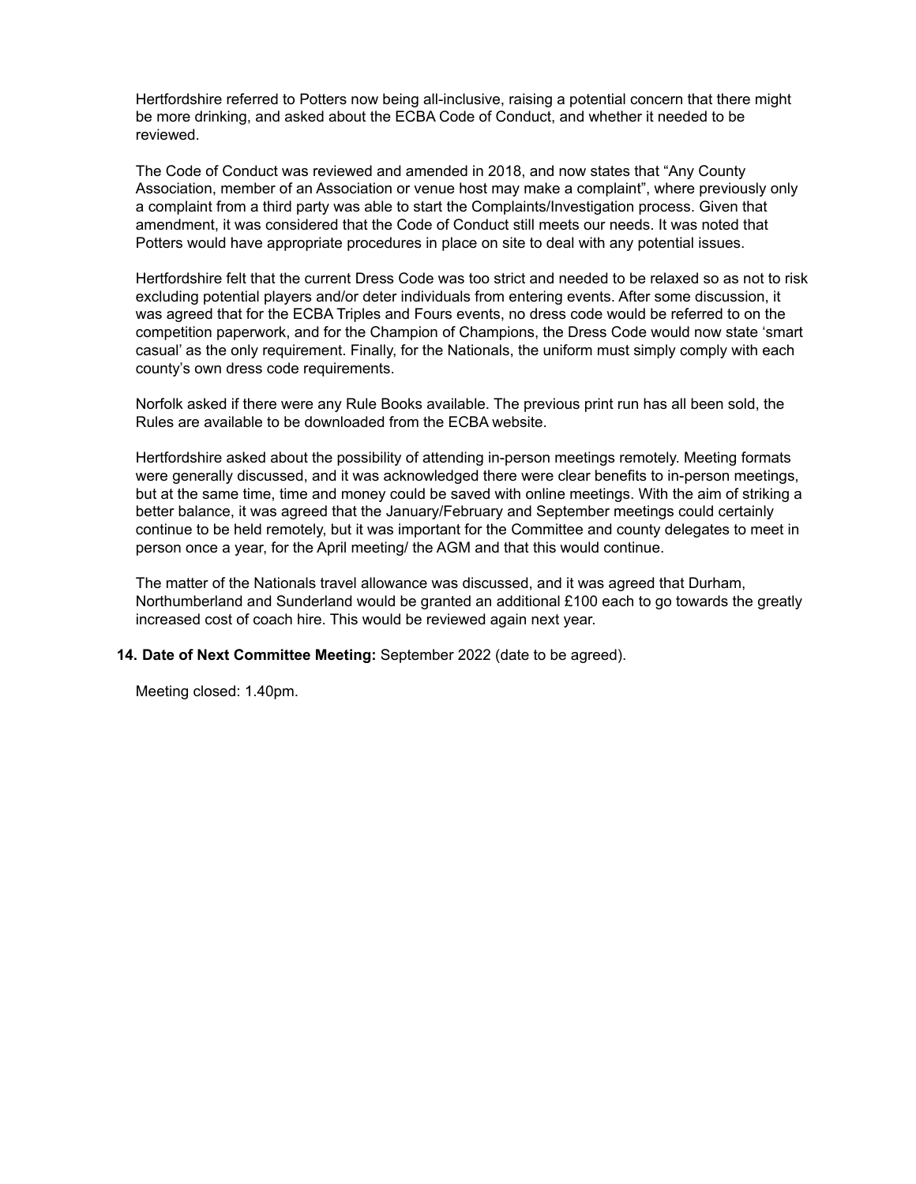Hertfordshire referred to Potters now being all-inclusive, raising a potential concern that there might be more drinking, and asked about the ECBA Code of Conduct, and whether it needed to be reviewed.

The Code of Conduct was reviewed and amended in 2018, and now states that "Any County Association, member of an Association or venue host may make a complaint", where previously only a complaint from a third party was able to start the Complaints/Investigation process. Given that amendment, it was considered that the Code of Conduct still meets our needs. It was noted that Potters would have appropriate procedures in place on site to deal with any potential issues.

Hertfordshire felt that the current Dress Code was too strict and needed to be relaxed so as not to risk excluding potential players and/or deter individuals from entering events. After some discussion, it was agreed that for the ECBA Triples and Fours events, no dress code would be referred to on the competition paperwork, and for the Champion of Champions, the Dress Code would now state 'smart casual' as the only requirement. Finally, for the Nationals, the uniform must simply comply with each county's own dress code requirements.

Norfolk asked if there were any Rule Books available. The previous print run has all been sold, the Rules are available to be downloaded from the ECBA website.

Hertfordshire asked about the possibility of attending in-person meetings remotely. Meeting formats were generally discussed, and it was acknowledged there were clear benefits to in-person meetings, but at the same time, time and money could be saved with online meetings. With the aim of striking a better balance, it was agreed that the January/February and September meetings could certainly continue to be held remotely, but it was important for the Committee and county delegates to meet in person once a year, for the April meeting/ the AGM and that this would continue.

The matter of the Nationals travel allowance was discussed, and it was agreed that Durham, Northumberland and Sunderland would be granted an additional £100 each to go towards the greatly increased cost of coach hire. This would be reviewed again next year.

**14. Date of Next Committee Meeting:** September 2022 (date to be agreed).

Meeting closed: 1.40pm.